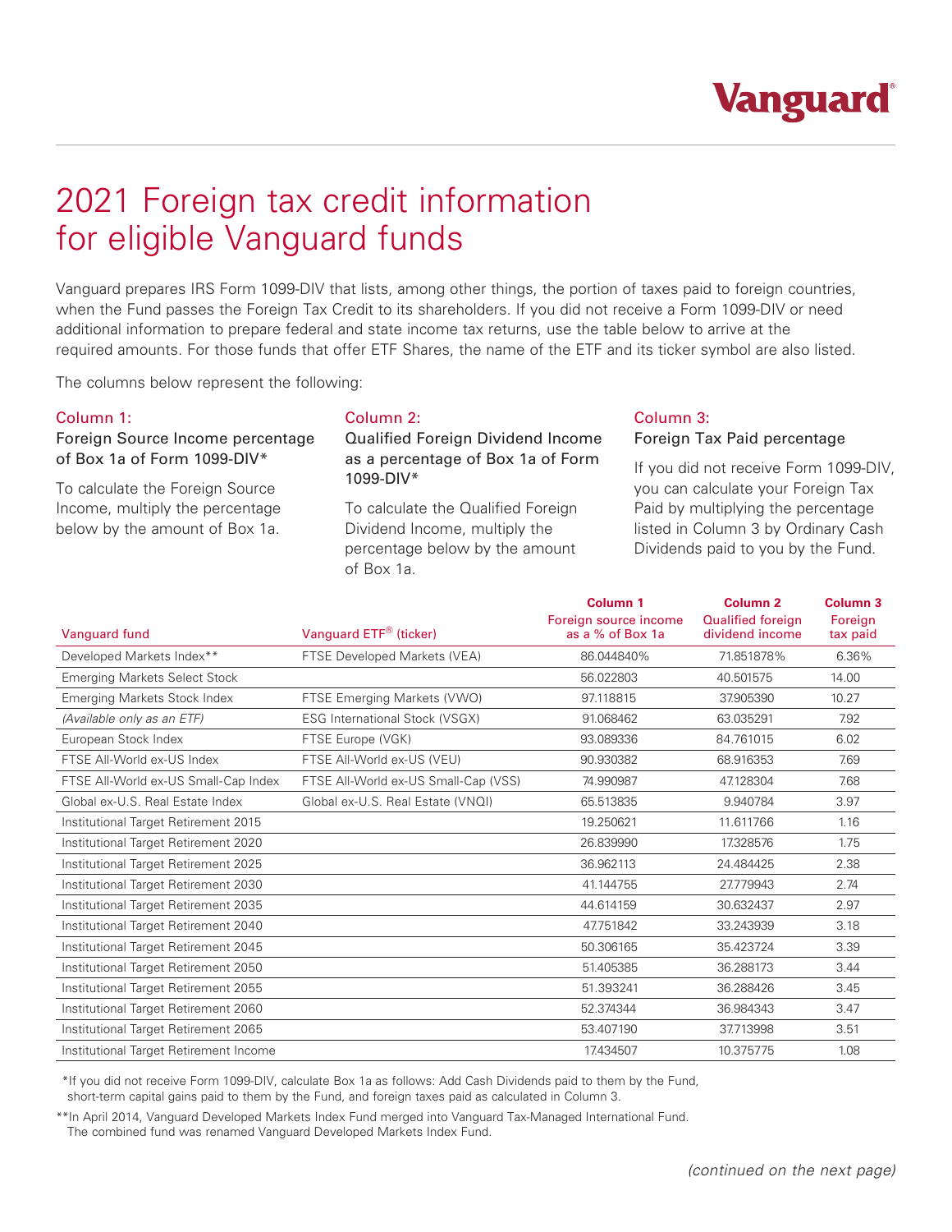Vanguard®

# 2021 Foreign tax credit information for eligible Vanguard funds

Vanguard prepares IRS Form 1099-DIV that lists, among other things, the portion of taxes paid to foreign countries, when the Fund passes the Foreign Tax Credit to its shareholders. If you did not receive a Form 1099-DIV or need additional information to prepare federal and state income tax returns, use the table below to arrive at the required amounts. For those funds that offer ETF Shares, the name of the ETF and its ticker symbol are also listed.

The columns below represent the following:

### Column 1:

**Foreign Source Income percentage of Box 1a of Form 1099-DIV***

To calculate the Foreign Source Income, multiply the percentage below by the amount of Box 1a.

### Column 2:

**Qualified Foreign Dividend Income as a percentage of Box 1a of Form 1099-DIV***

To calculate the Qualified Foreign Dividend Income, multiply the percentage below by the amount of Box 1a.

### Column 3:

**Foreign Tax Paid percentage**

If you did not receive Form 1099-DIV, you can calculate your Foreign Tax Paid by multiplying the percentage listed in Column 3 by Ordinary Cash Dividends paid to you by the Fund.

| Vanguard fund | Vanguard ETF® (ticker) | Column 1 Foreign source income as a % of Box 1a | Column 2 Qualified foreign dividend income | Column 3 Foreign tax paid |
|---|---|---|---|---|
| Developed Markets Index** | FTSE Developed Markets (VEA) | 86.044840% | 71.851878% | 6.36% |
| Emerging Markets Select Stock | | 56.022803 | 40.501575 | 14.00 |
| Emerging Markets Stock Index | FTSE Emerging Markets (VWO) | 97.118815 | 37.905390 | 10.27 |
| *(Available only as an ETF)* | ESG International Stock (VSGX) | 91.068462 | 63.035291 | 7.92 |
| European Stock Index | FTSE Europe (VGK) | 93.089336 | 84.761015 | 6.02 |
| FTSE All-World ex-US Index | FTSE All-World ex-US (VEU) | 90.930382 | 68.916353 | 7.69 |
| FTSE All-World ex-US Small-Cap Index | FTSE All-World ex-US Small-Cap (VSS) | 74.990987 | 47.128304 | 7.68 |
| Global ex-U.S. Real Estate Index | Global ex-U.S. Real Estate (VNQI) | 65.513835 | 9.940784 | 3.97 |
| Institutional Target Retirement 2015 | | 19.250621 | 11.611766 | 1.16 |
| Institutional Target Retirement 2020 | | 26.839990 | 17.328576 | 1.75 |
| Institutional Target Retirement 2025 | | 36.962113 | 24.484425 | 2.38 |
| Institutional Target Retirement 2030 | | 41.144755 | 27.779943 | 2.74 |
| Institutional Target Retirement 2035 | | 44.614159 | 30.632437 | 2.97 |
| Institutional Target Retirement 2040 | | 47.751842 | 33.243939 | 3.18 |
| Institutional Target Retirement 2045 | | 50.306165 | 35.423724 | 3.39 |
| Institutional Target Retirement 2050 | | 51.405385 | 36.288173 | 3.44 |
| Institutional Target Retirement 2055 | | 51.393241 | 36.288426 | 3.45 |
| Institutional Target Retirement 2060 | | 52.374344 | 36.984343 | 3.47 |
| Institutional Target Retirement 2065 | | 53.407190 | 37.713998 | 3.51 |
| Institutional Target Retirement Income | | 17.434507 | 10.375775 | 1.08 |

*If you did not receive Form 1099-DIV, calculate Box 1a as follows: Add Cash Dividends paid to them by the Fund, short-term capital gains paid to them by the Fund, and foreign taxes paid as calculated in Column 3.

**In April 2014, Vanguard Developed Markets Index Fund merged into Vanguard Tax-Managed International Fund. The combined fund was renamed Vanguard Developed Markets Index Fund.

*(continued on the next page)*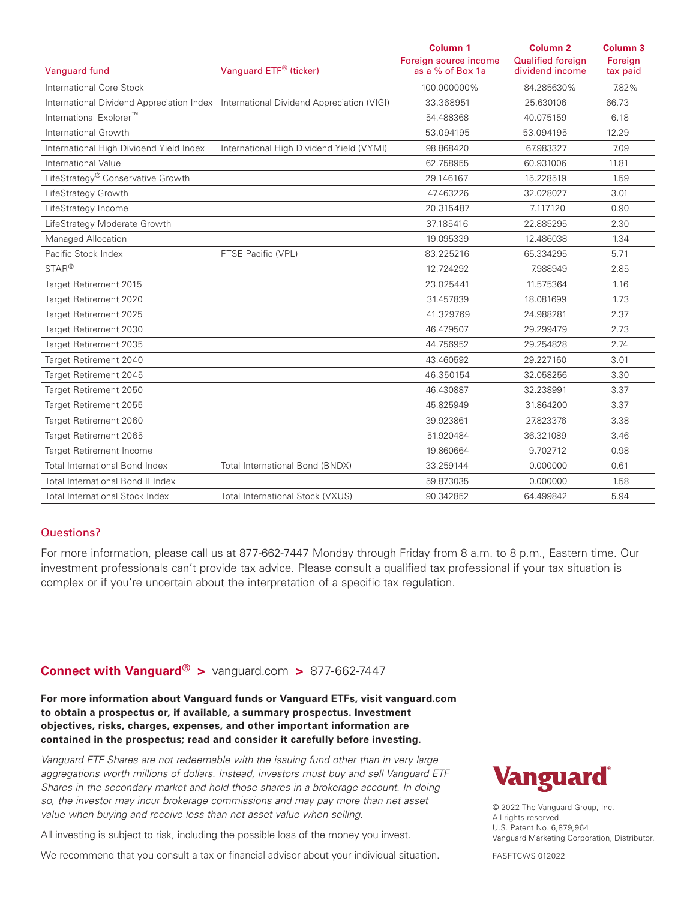| Vanguard fund | Vanguard ETF® (ticker) | Column 1 Foreign source income as a % of Box 1a | Column 2 Qualified foreign dividend income | Column 3 Foreign tax paid |
|---|---|---|---|---|
| International Core Stock | | 100.000000% | 84.285630% | 7.82% |
| International Dividend Appreciation Index | International Dividend Appreciation (VIGI) | 33.368951 | 25.630106 | 66.73 |
| International Explorer™ | | 54.488368 | 40.075159 | 6.18 |
| International Growth | | 53.094195 | 53.094195 | 12.29 |
| International High Dividend Yield Index | International High Dividend Yield (VYMI) | 98.868420 | 67.983327 | 7.09 |
| International Value | | 62.758955 | 60.931006 | 11.81 |
| LifeStrategy® Conservative Growth | | 29.146167 | 15.228519 | 1.59 |
| LifeStrategy Growth | | 47.463226 | 32.028027 | 3.01 |
| LifeStrategy Income | | 20.315487 | 7.117120 | 0.90 |
| LifeStrategy Moderate Growth | | 37.185416 | 22.885295 | 2.30 |
| Managed Allocation | | 19.095339 | 12.486038 | 1.34 |
| Pacific Stock Index | FTSE Pacific (VPL) | 83.225216 | 65.334295 | 5.71 |
| STAR® | | 12.724292 | 7.988949 | 2.85 |
| Target Retirement 2015 | | 23.025441 | 11.575364 | 1.16 |
| Target Retirement 2020 | | 31.457839 | 18.081699 | 1.73 |
| Target Retirement 2025 | | 41.329769 | 24.988281 | 2.37 |
| Target Retirement 2030 | | 46.479507 | 29.299479 | 2.73 |
| Target Retirement 2035 | | 44.756952 | 29.254828 | 2.74 |
| Target Retirement 2040 | | 43.460592 | 29.227160 | 3.01 |
| Target Retirement 2045 | | 46.350154 | 32.058256 | 3.30 |
| Target Retirement 2050 | | 46.430887 | 32.238991 | 3.37 |
| Target Retirement 2055 | | 45.825949 | 31.864200 | 3.37 |
| Target Retirement 2060 | | 39.923861 | 27.823376 | 3.38 |
| Target Retirement 2065 | | 51.920484 | 36.321089 | 3.46 |
| Target Retirement Income | | 19.860664 | 9.702712 | 0.98 |
| Total International Bond Index | Total International Bond (BNDX) | 33.259144 | 0.000000 | 0.61 |
| Total International Bond II Index | | 59.873035 | 0.000000 | 1.58 |
| Total International Stock Index | Total International Stock (VXUS) | 90.342852 | 64.499842 | 5.94 |

## Questions?

For more information, please call us at 877-662-7447 Monday through Friday from 8 a.m. to 8 p.m., Eastern time. Our investment professionals can't provide tax advice. Please consult a qualified tax professional if your tax situation is complex or if you're uncertain about the interpretation of a specific tax regulation.

**Connect with Vanguard® >** vanguard.com **>** 877-662-7447

**For more information about Vanguard funds or Vanguard ETFs, visit vanguard.com to obtain a prospectus or, if available, a summary prospectus. Investment objectives, risks, charges, expenses, and other important information are contained in the prospectus; read and consider it carefully before investing.**

*Vanguard ETF Shares are not redeemable with the issuing fund other than in very large aggregations worth millions of dollars. Instead, investors must buy and sell Vanguard ETF Shares in the secondary market and hold those shares in a brokerage account. In doing so, the investor may incur brokerage commissions and may pay more than net asset value when buying and receive less than net asset value when selling.*

All investing is subject to risk, including the possible loss of the money you invest.

We recommend that you consult a tax or financial advisor about your individual situation.

Vanguard®

© 2022 The Vanguard Group, Inc.
All rights reserved.
U.S. Patent No. 6,879,964
Vanguard Marketing Corporation, Distributor.

FASFTCWS 012022